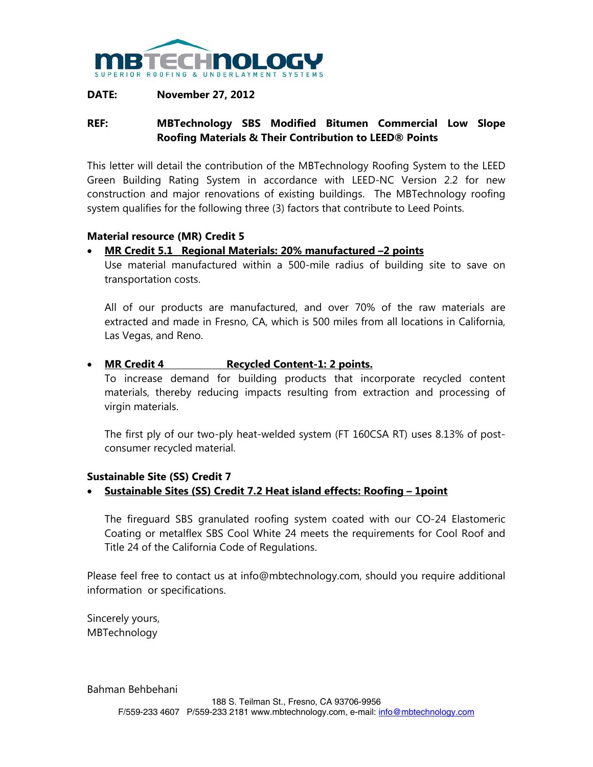**MBTECHNOLOGY**
SUPERIOR ROOFING & UNDERLAYMENT SYSTEMS

**DATE:** **November 27, 2012**

**REF:** **MBTechnology SBS Modified Bitumen Commercial Low Slope Roofing Materials & Their Contribution to LEED® Points**

This letter will detail the contribution of the MBTechnology Roofing System to the LEED Green Building Rating System in accordance with LEED-NC Version 2.2 for new construction and major renovations of existing buildings. The MBTechnology roofing system qualifies for the following three (3) factors that contribute to Leed Points.

**Material resource (MR) Credit 5**

- **MR Credit 5.1 Regional Materials: 20% manufactured –2 points**
  Use material manufactured within a 500-mile radius of building site to save on transportation costs.

  All of our products are manufactured, and over 70% of the raw materials are extracted and made in Fresno, CA, which is 500 miles from all locations in California, Las Vegas, and Reno.

- **MR Credit 4 Recycled Content-1: 2 points.**
  To increase demand for building products that incorporate recycled content materials, thereby reducing impacts resulting from extraction and processing of virgin materials.

  The first ply of our two-ply heat-welded system (FT 160CSA RT) uses 8.13% of post-consumer recycled material.

**Sustainable Site (SS) Credit 7**

- **Sustainable Sites (SS) Credit 7.2 Heat island effects: Roofing – 1point**

  The fireguard SBS granulated roofing system coated with our CO-24 Elastomeric Coating or metalflex SBS Cool White 24 meets the requirements for Cool Roof and Title 24 of the California Code of Regulations.

Please feel free to contact us at info@mbtechnology.com, should you require additional information or specifications.

Sincerely yours,
MBTechnology

Bahman Behbehani

188 S. Teilman St., Fresno, CA 93706-9956
F/559-233 4607 P/559-233 2181 www.mbtechnology.com, e-mail: info@mbtechnology.com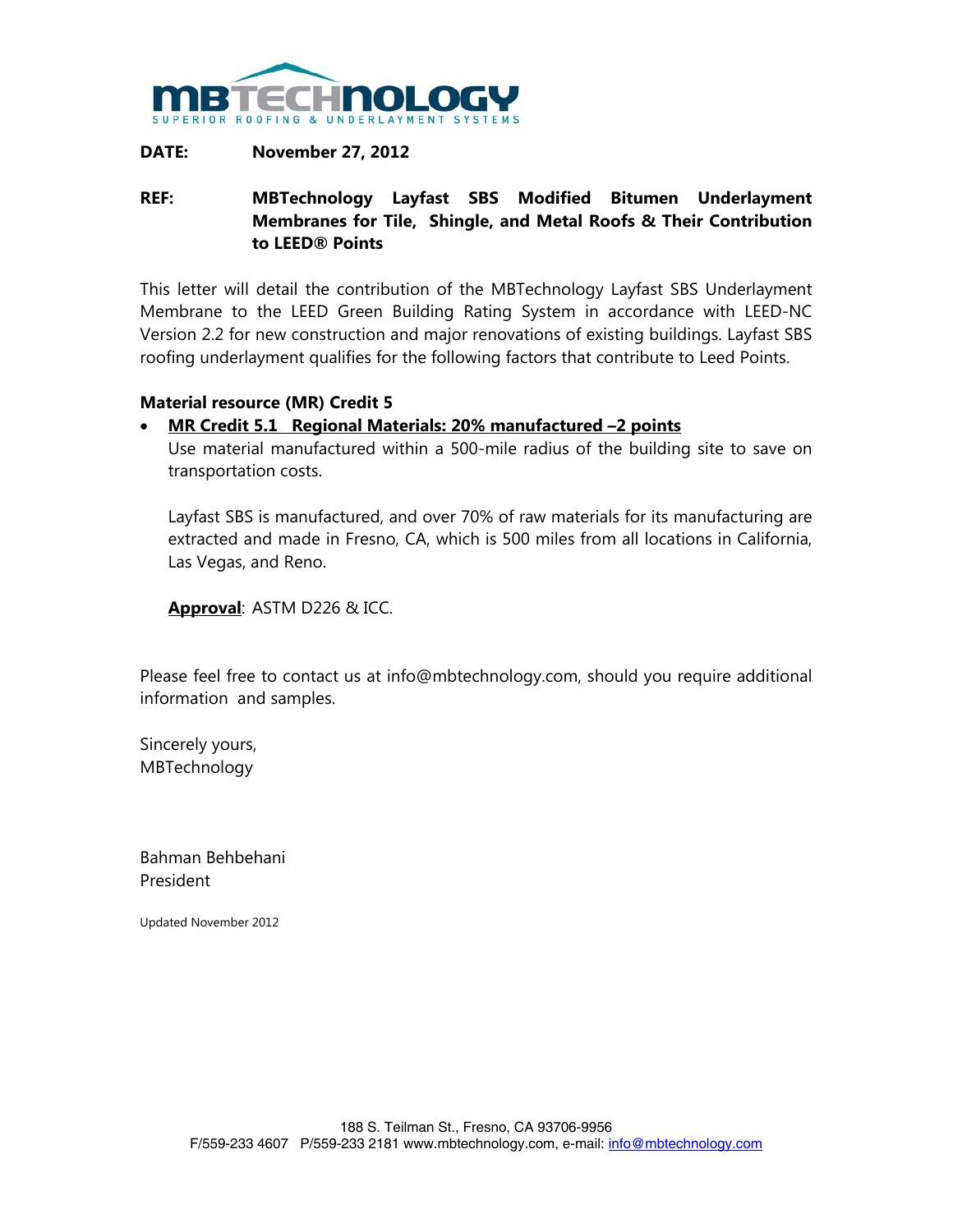**MBTECHNOLOGY**
SUPERIOR ROOFING & UNDERLAYMENT SYSTEMS

**DATE:** **November 27, 2012**

**REF:** **MBTechnology Layfast SBS Modified Bitumen Underlayment Membranes for Tile, Shingle, and Metal Roofs & Their Contribution to LEED® Points**

This letter will detail the contribution of the MBTechnology Layfast SBS Underlayment Membrane to the LEED Green Building Rating System in accordance with LEED-NC Version 2.2 for new construction and major renovations of existing buildings. Layfast SBS roofing underlayment qualifies for the following factors that contribute to Leed Points.

**Material resource (MR) Credit 5**

- **MR Credit 5.1 Regional Materials: 20% manufactured –2 points**
  Use material manufactured within a 500-mile radius of the building site to save on transportation costs.

  Layfast SBS is manufactured, and over 70% of raw materials for its manufacturing are extracted and made in Fresno, CA, which is 500 miles from all locations in California, Las Vegas, and Reno.

  **Approval**: ASTM D226 & ICC.

Please feel free to contact us at info@mbtechnology.com, should you require additional information and samples.

Sincerely yours,
MBTechnology

Bahman Behbehani
President

Updated November 2012

188 S. Teilman St., Fresno, CA 93706-9956
F/559-233 4607 P/559-233 2181 www.mbtechnology.com, e-mail: info@mbtechnology.com